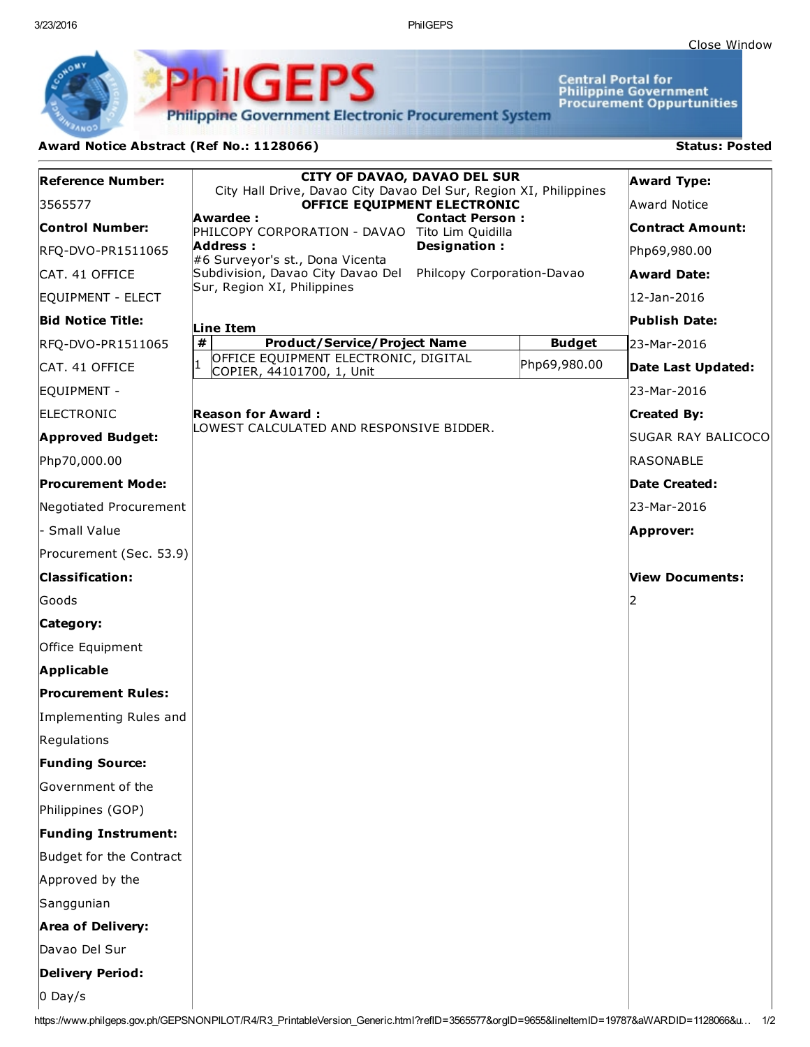Close Window

PhilGEPS
Philippine Government Electronic Procurement System

Central Portal for Philippine Government Procurement Oppurtunities

**Award Notice Abstract (Ref No.: 1128066)** **Status: Posted**

**Reference Number:**
3565577

**Control Number:**
RFQ-DVO-PR1511065 CAT. 41 OFFICE EQUIPMENT - ELECT

**Bid Notice Title:**
RFQ-DVO-PR1511065 CAT. 41 OFFICE EQUIPMENT - ELECTRONIC

**Approved Budget:**
Php70,000.00

**Procurement Mode:**
Negotiated Procurement - Small Value Procurement (Sec. 53.9)

**Classification:**
Goods

**Category:**
Office Equipment

**Applicable Procurement Rules:**
Implementing Rules and Regulations

**Funding Source:**
Government of the Philippines (GOP)

**Funding Instrument:**
Budget for the Contract Approved by the Sanggunian

**Area of Delivery:**
Davao Del Sur

**Delivery Period:**
0 Day/s

**CITY OF DAVAO, DAVAO DEL SUR**
City Hall Drive, Davao City Davao Del Sur, Region XI, Philippines
**OFFICE EQUIPMENT ELECTRONIC**

**Awardee :**
PHILCOPY CORPORATION - DAVAO

**Address :**
#6 Surveyor's st., Dona Vicenta Subdivision, Davao City Davao Del Sur, Region XI, Philippines

**Contact Person :**
Tito Lim Quidilla

**Designation :**
Philcopy Corporation-Davao

**Line Item**

| # | Product/Service/Project Name | Budget |
|---|---|---|
| 1 | OFFICE EQUIPMENT ELECTRONIC, DIGITAL COPIER, 44101700, 1, Unit | Php69,980.00 |

**Reason for Award :**
LOWEST CALCULATED AND RESPONSIVE BIDDER.

**Award Type:**
Award Notice

**Contract Amount:**
Php69,980.00

**Award Date:**
12-Jan-2016

**Publish Date:**
23-Mar-2016

**Date Last Updated:**
23-Mar-2016

**Created By:**
SUGAR RAY BALICOCO RASONABLE

**Date Created:**
23-Mar-2016

**Approver:**

**View Documents:**
2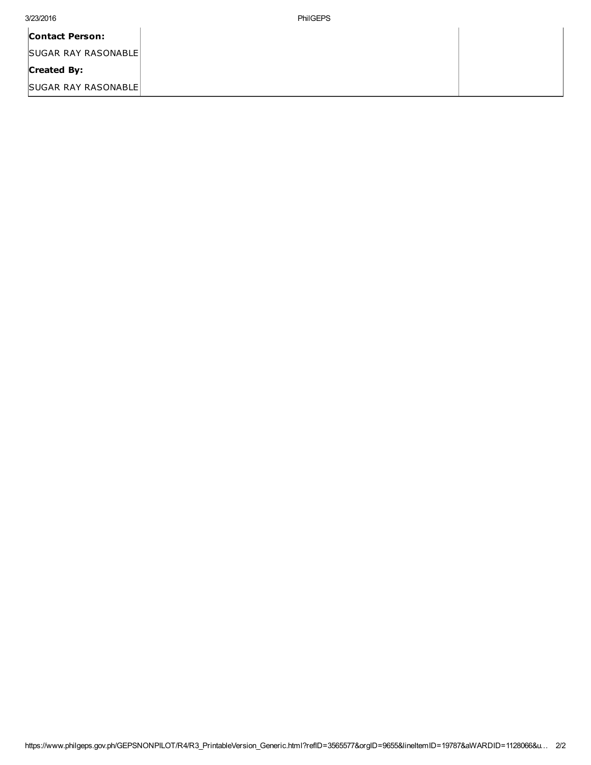| | | |
|---|---|---|
| **Contact Person:** | | |
| SUGAR RAY RASONABLE | | |
| **Created By:** | | |
| SUGAR RAY RASONABLE | | |